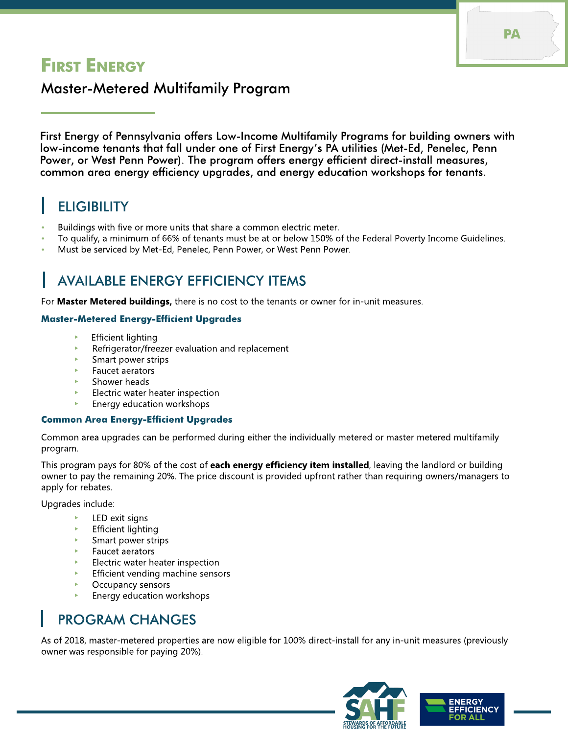PA

# First Energy

## Master-Metered Multifamily Program

First Energy of Pennsylvania offers Low-Income Multifamily Programs for building owners with low-income tenants that fall under one of First Energy's PA utilities (Met-Ed, Penelec, Penn Power, or West Penn Power). The program offers energy efficient direct-install measures, common area energy efficiency upgrades, and energy education workshops for tenants.

## ELIGIBILITY

- Buildings with five or more units that share a common electric meter.
- To qualify, a minimum of 66% of tenants must be at or below 150% of the Federal Poverty Income Guidelines.
- Must be serviced by Met-Ed, Penelec, Penn Power, or West Penn Power.

## AVAILABLE ENERGY EFFICIENCY ITEMS

For **Master Metered buildings,** there is no cost to the tenants or owner for in-unit measures.

### Master-Metered Energy-Efficient Upgrades

- Efficient lighting
- Refrigerator/freezer evaluation and replacement
- Smart power strips
- Faucet aerators
- Shower heads
- Electric water heater inspection
- Energy education workshops

### Common Area Energy-Efficient Upgrades

Common area upgrades can be performed during either the individually metered or master metered multifamily program.

This program pays for 80% of the cost of **each energy efficiency item installed**, leaving the landlord or building owner to pay the remaining 20%. The price discount is provided upfront rather than requiring owners/managers to apply for rebates.

Upgrades include:

- LED exit signs
- Efficient lighting
- Smart power strips
- Faucet aerators
- Electric water heater inspection
- Efficient vending machine sensors
- Occupancy sensors
- Energy education workshops

## PROGRAM CHANGES

As of 2018, master-metered properties are now eligible for 100% direct-install for any in-unit measures (previously owner was responsible for paying 20%).

SAHF STEWARDS OF AFFORDABLE HOUSING FOR THE FUTURE

ENERGY EFFICIENCY FOR ALL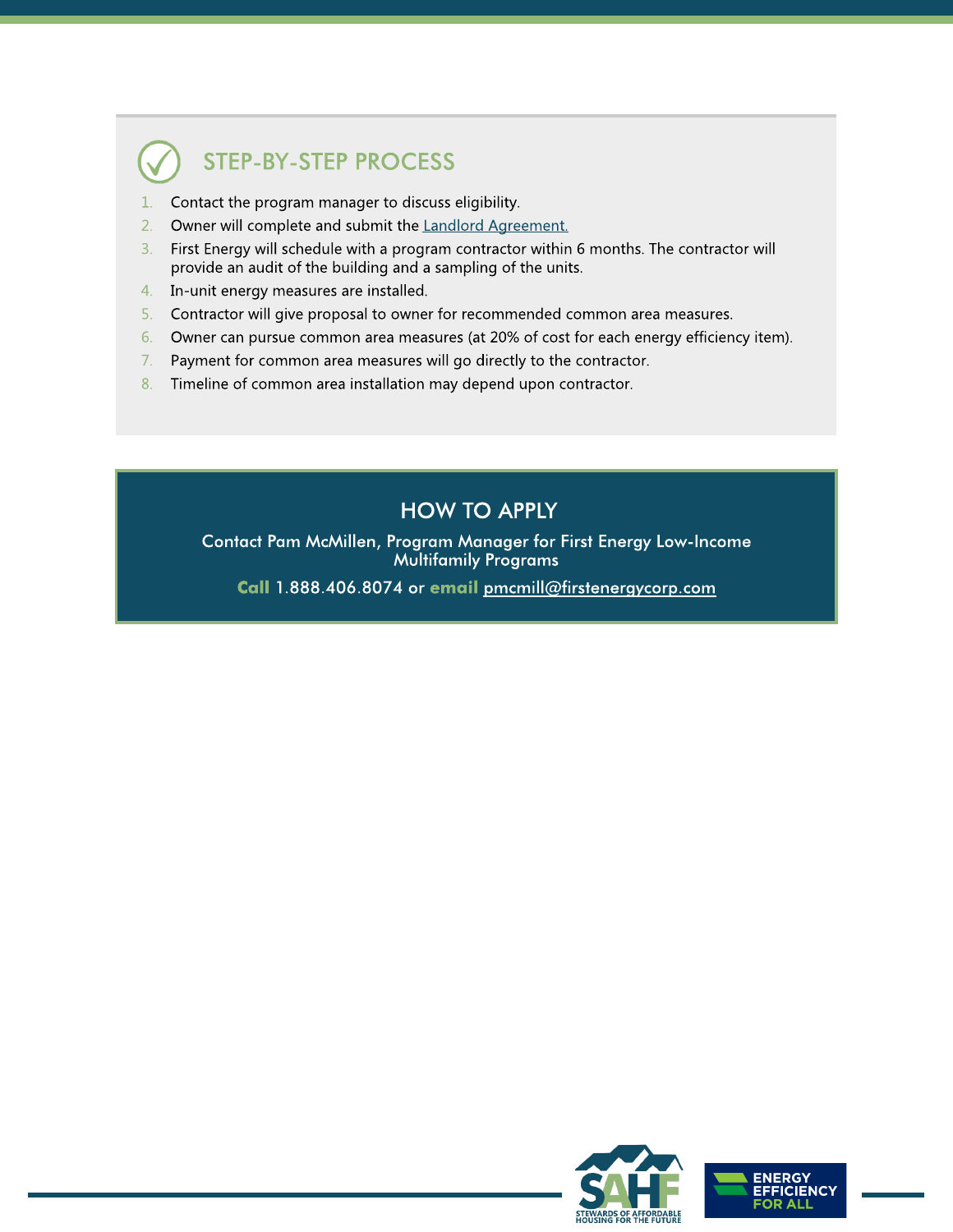## STEP-BY-STEP PROCESS

1. Contact the program manager to discuss eligibility.
2. Owner will complete and submit the Landlord Agreement.
3. First Energy will schedule with a program contractor within 6 months. The contractor will provide an audit of the building and a sampling of the units.
4. In-unit energy measures are installed.
5. Contractor will give proposal to owner for recommended common area measures.
6. Owner can pursue common area measures (at 20% of cost for each energy efficiency item).
7. Payment for common area measures will go directly to the contractor.
8. Timeline of common area installation may depend upon contractor.

## HOW TO APPLY

Contact Pam McMillen, Program Manager for First Energy Low-Income Multifamily Programs

**Call** 1.888.406.8074 or **email** pmcmill@firstenergycorp.com

SAHF STEWARDS OF AFFORDABLE HOUSING FOR THE FUTURE

ENERGY EFFICIENCY FOR ALL